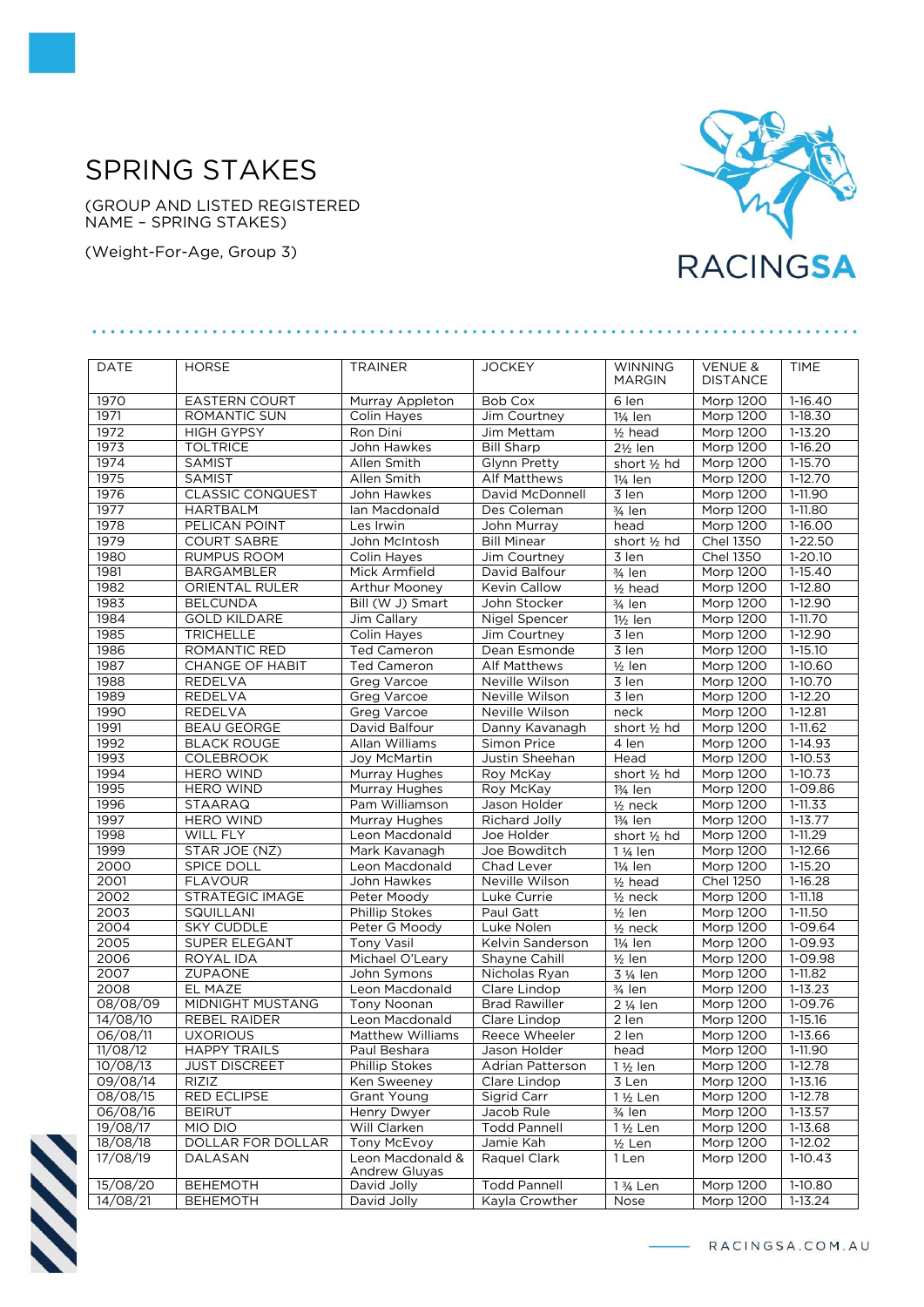# SPRING STAKES

(GROUP AND LISTED REGISTERED NAME – SPRING STAKES)

(Weight-For-Age, Group 3)

| DATE | HORSE | TRAINER | JOCKEY | WINNING MARGIN | VENUE & DISTANCE | TIME |
|---|---|---|---|---|---|---|
| 1970 | EASTERN COURT | Murray Appleton | Bob Cox | 6 len | Morp 1200 | 1-16.40 |
| 1971 | ROMANTIC SUN | Colin Hayes | Jim Courtney | 1¼ len | Morp 1200 | 1-18.30 |
| 1972 | HIGH GYPSY | Ron Dini | Jim Mettam | ½ head | Morp 1200 | 1-13.20 |
| 1973 | TOLTRICE | John Hawkes | Bill Sharp | 2½ len | Morp 1200 | 1-16.20 |
| 1974 | SAMIST | Allen Smith | Glynn Pretty | short ½ hd | Morp 1200 | 1-15.70 |
| 1975 | SAMIST | Allen Smith | Alf Matthews | 1¼ len | Morp 1200 | 1-12.70 |
| 1976 | CLASSIC CONQUEST | John Hawkes | David McDonnell | 3 len | Morp 1200 | 1-11.90 |
| 1977 | HARTBALM | Ian Macdonald | Des Coleman | ¾ len | Morp 1200 | 1-11.80 |
| 1978 | PELICAN POINT | Les Irwin | John Murray | head | Morp 1200 | 1-16.00 |
| 1979 | COURT SABRE | John McIntosh | Bill Minear | short ½ hd | Chel 1350 | 1-22.50 |
| 1980 | RUMPUS ROOM | Colin Hayes | Jim Courtney | 3 len | Chel 1350 | 1-20.10 |
| 1981 | BARGAMBLER | Mick Armfield | David Balfour | ¾ len | Morp 1200 | 1-15.40 |
| 1982 | ORIENTAL RULER | Arthur Mooney | Kevin Callow | ½ head | Morp 1200 | 1-12.80 |
| 1983 | BELCUNDA | Bill (W J) Smart | John Stocker | ¾ len | Morp 1200 | 1-12.90 |
| 1984 | GOLD KILDARE | Jim Callary | Nigel Spencer | 1½ len | Morp 1200 | 1-11.70 |
| 1985 | TRICHELLE | Colin Hayes | Jim Courtney | 3 len | Morp 1200 | 1-12.90 |
| 1986 | ROMANTIC RED | Ted Cameron | Dean Esmonde | 3 len | Morp 1200 | 1-15.10 |
| 1987 | CHANGE OF HABIT | Ted Cameron | Alf Matthews | ½ len | Morp 1200 | 1-10.60 |
| 1988 | REDELVA | Greg Varcoe | Neville Wilson | 3 len | Morp 1200 | 1-10.70 |
| 1989 | REDELVA | Greg Varcoe | Neville Wilson | 3 len | Morp 1200 | 1-12.20 |
| 1990 | REDELVA | Greg Varcoe | Neville Wilson | neck | Morp 1200 | 1-12.81 |
| 1991 | BEAU GEORGE | David Balfour | Danny Kavanagh | short ½ hd | Morp 1200 | 1-11.62 |
| 1992 | BLACK ROUGE | Allan Williams | Simon Price | 4 len | Morp 1200 | 1-14.93 |
| 1993 | COLEBROOK | Joy McMartin | Justin Sheehan | Head | Morp 1200 | 1-10.53 |
| 1994 | HERO WIND | Murray Hughes | Roy McKay | short ½ hd | Morp 1200 | 1-10.73 |
| 1995 | HERO WIND | Murray Hughes | Roy McKay | 1¾ len | Morp 1200 | 1-09.86 |
| 1996 | STAARAQ | Pam Williamson | Jason Holder | ½ neck | Morp 1200 | 1-11.33 |
| 1997 | HERO WIND | Murray Hughes | Richard Jolly | 1¾ len | Morp 1200 | 1-13.77 |
| 1998 | WILL FLY | Leon Macdonald | Joe Holder | short ½ hd | Morp 1200 | 1-11.29 |
| 1999 | STAR JOE (NZ) | Mark Kavanagh | Joe Bowditch | 1 ¼ len | Morp 1200 | 1-12.66 |
| 2000 | SPICE DOLL | Leon Macdonald | Chad Lever | 1¼ len | Morp 1200 | 1-15.20 |
| 2001 | FLAVOUR | John Hawkes | Neville Wilson | ½ head | Chel 1250 | 1-16.28 |
| 2002 | STRATEGIC IMAGE | Peter Moody | Luke Currie | ½ neck | Morp 1200 | 1-11.18 |
| 2003 | SQUILLANI | Phillip Stokes | Paul Gatt | ½ len | Morp 1200 | 1-11.50 |
| 2004 | SKY CUDDLE | Peter G Moody | Luke Nolen | ½ neck | Morp 1200 | 1-09.64 |
| 2005 | SUPER ELEGANT | Tony Vasil | Kelvin Sanderson | 1¼ len | Morp 1200 | 1-09.93 |
| 2006 | ROYAL IDA | Michael O'Leary | Shayne Cahill | ½ len | Morp 1200 | 1-09.98 |
| 2007 | ZUPAONE | John Symons | Nicholas Ryan | 3 ¼ len | Morp 1200 | 1-11.82 |
| 2008 | EL MAZE | Leon Macdonald | Clare Lindop | ¾ len | Morp 1200 | 1-13.23 |
| 08/08/09 | MIDNIGHT MUSTANG | Tony Noonan | Brad Rawiller | 2 ¼ len | Morp 1200 | 1-09.76 |
| 14/08/10 | REBEL RAIDER | Leon Macdonald | Clare Lindop | 2 len | Morp 1200 | 1-15.16 |
| 06/08/11 | UXORIOUS | Matthew Williams | Reece Wheeler | 2 len | Morp 1200 | 1-13.66 |
| 11/08/12 | HAPPY TRAILS | Paul Beshara | Jason Holder | head | Morp 1200 | 1-11.90 |
| 10/08/13 | JUST DISCREET | Phillip Stokes | Adrian Patterson | 1 ½ len | Morp 1200 | 1-12.78 |
| 09/08/14 | RIZIZ | Ken Sweeney | Clare Lindop | 3 Len | Morp 1200 | 1-13.16 |
| 08/08/15 | RED ECLIPSE | Grant Young | Sigrid Carr | 1 ½ Len | Morp 1200 | 1-12.78 |
| 06/08/16 | BEIRUT | Henry Dwyer | Jacob Rule | ¾ len | Morp 1200 | 1-13.57 |
| 19/08/17 | MIO DIO | Will Clarken | Todd Pannell | 1 ½ Len | Morp 1200 | 1-13.68 |
| 18/08/18 | DOLLAR FOR DOLLAR | Tony McEvoy | Jamie Kah | ½ Len | Morp 1200 | 1-12.02 |
| 17/08/19 | DALASAN | Leon Macdonald & Andrew Gluyas | Raquel Clark | 1 Len | Morp 1200 | 1-10.43 |
| 15/08/20 | BEHEMOTH | David Jolly | Todd Pannell | 1 ¾ Len | Morp 1200 | 1-10.80 |
| 14/08/21 | BEHEMOTH | David Jolly | Kayla Crowther | Nose | Morp 1200 | 1-13.24 |